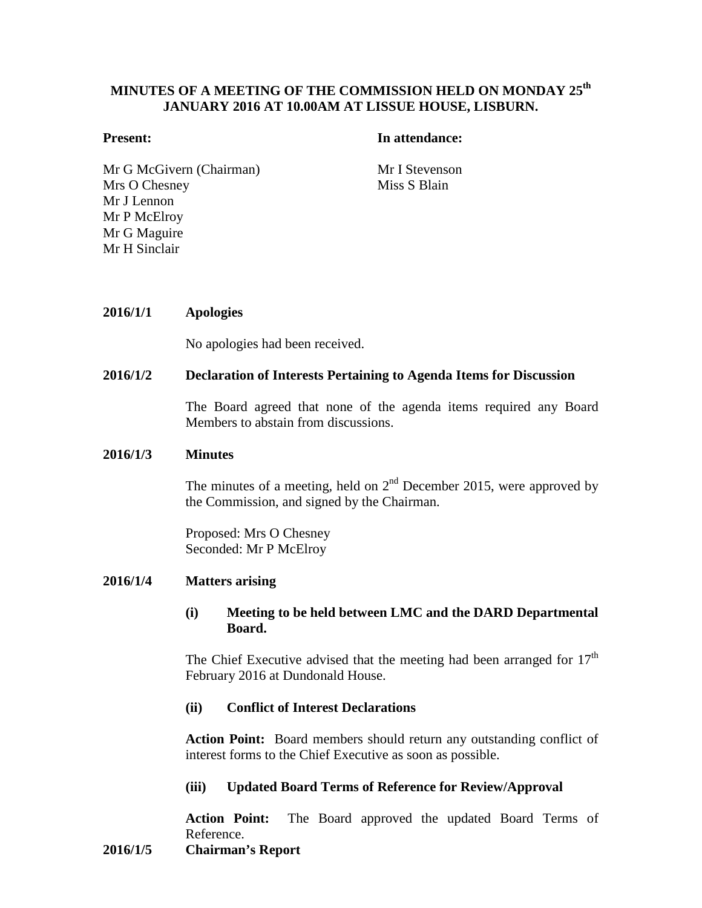**MINUTES OF A MEETING OF THE COMMISSION HELD ON MONDAY 25th JANUARY 2016 AT 10.00AM AT LISSUE HOUSE, LISBURN.**

**Present:**

Mr G McGivern (Chairman)
Mrs O Chesney
Mr J Lennon
Mr P McElroy
Mr G Maguire
Mr H Sinclair

**In attendance:**

Mr I Stevenson
Miss S Blain

**2016/1/1 Apologies**

No apologies had been received.

**2016/1/2 Declaration of Interests Pertaining to Agenda Items for Discussion**

The Board agreed that none of the agenda items required any Board Members to abstain from discussions.

**2016/1/3 Minutes**

The minutes of a meeting, held on 2nd December 2015, were approved by the Commission, and signed by the Chairman.

Proposed: Mrs O Chesney
Seconded: Mr P McElroy

**2016/1/4 Matters arising**

**(i) Meeting to be held between LMC and the DARD Departmental Board.**

The Chief Executive advised that the meeting had been arranged for 17th February 2016 at Dundonald House.

**(ii) Conflict of Interest Declarations**

**Action Point:** Board members should return any outstanding conflict of interest forms to the Chief Executive as soon as possible.

**(iii) Updated Board Terms of Reference for Review/Approval**

**Action Point:** The Board approved the updated Board Terms of Reference.

**2016/1/5 Chairman's Report**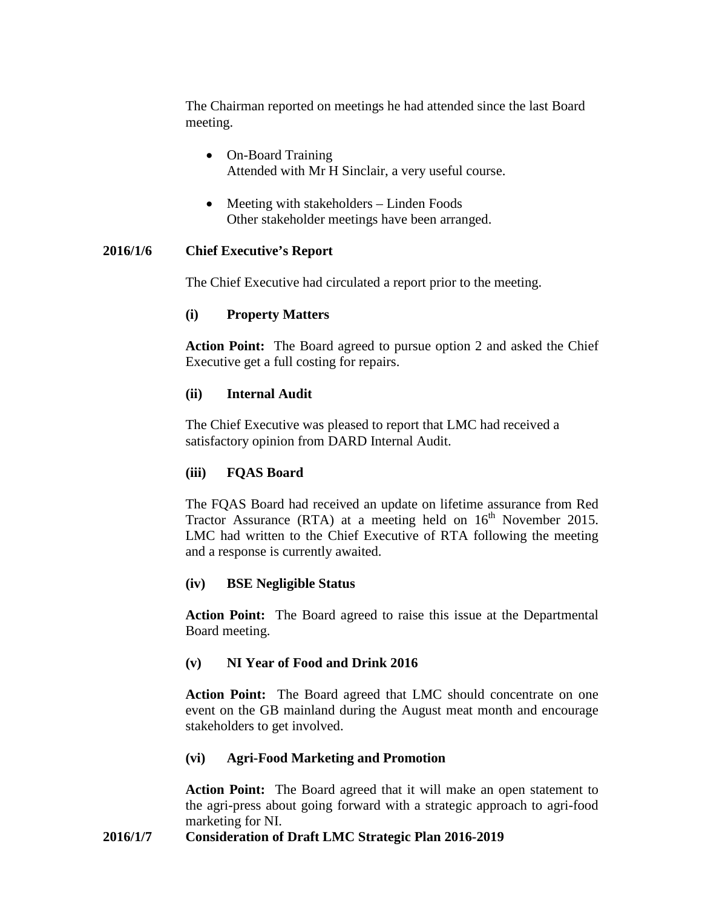The Chairman reported on meetings he had attended since the last Board meeting.

- On-Board Training
  Attended with Mr H Sinclair, a very useful course.

- Meeting with stakeholders – Linden Foods
  Other stakeholder meetings have been arranged.

**2016/1/6 Chief Executive's Report**

The Chief Executive had circulated a report prior to the meeting.

**(i) Property Matters**

**Action Point:** The Board agreed to pursue option 2 and asked the Chief Executive get a full costing for repairs.

**(ii) Internal Audit**

The Chief Executive was pleased to report that LMC had received a satisfactory opinion from DARD Internal Audit.

**(iii) FQAS Board**

The FQAS Board had received an update on lifetime assurance from Red Tractor Assurance (RTA) at a meeting held on 16th November 2015. LMC had written to the Chief Executive of RTA following the meeting and a response is currently awaited.

**(iv) BSE Negligible Status**

**Action Point:** The Board agreed to raise this issue at the Departmental Board meeting.

**(v) NI Year of Food and Drink 2016**

**Action Point:** The Board agreed that LMC should concentrate on one event on the GB mainland during the August meat month and encourage stakeholders to get involved.

**(vi) Agri-Food Marketing and Promotion**

**Action Point:** The Board agreed that it will make an open statement to the agri-press about going forward with a strategic approach to agri-food marketing for NI.

**2016/1/7 Consideration of Draft LMC Strategic Plan 2016-2019**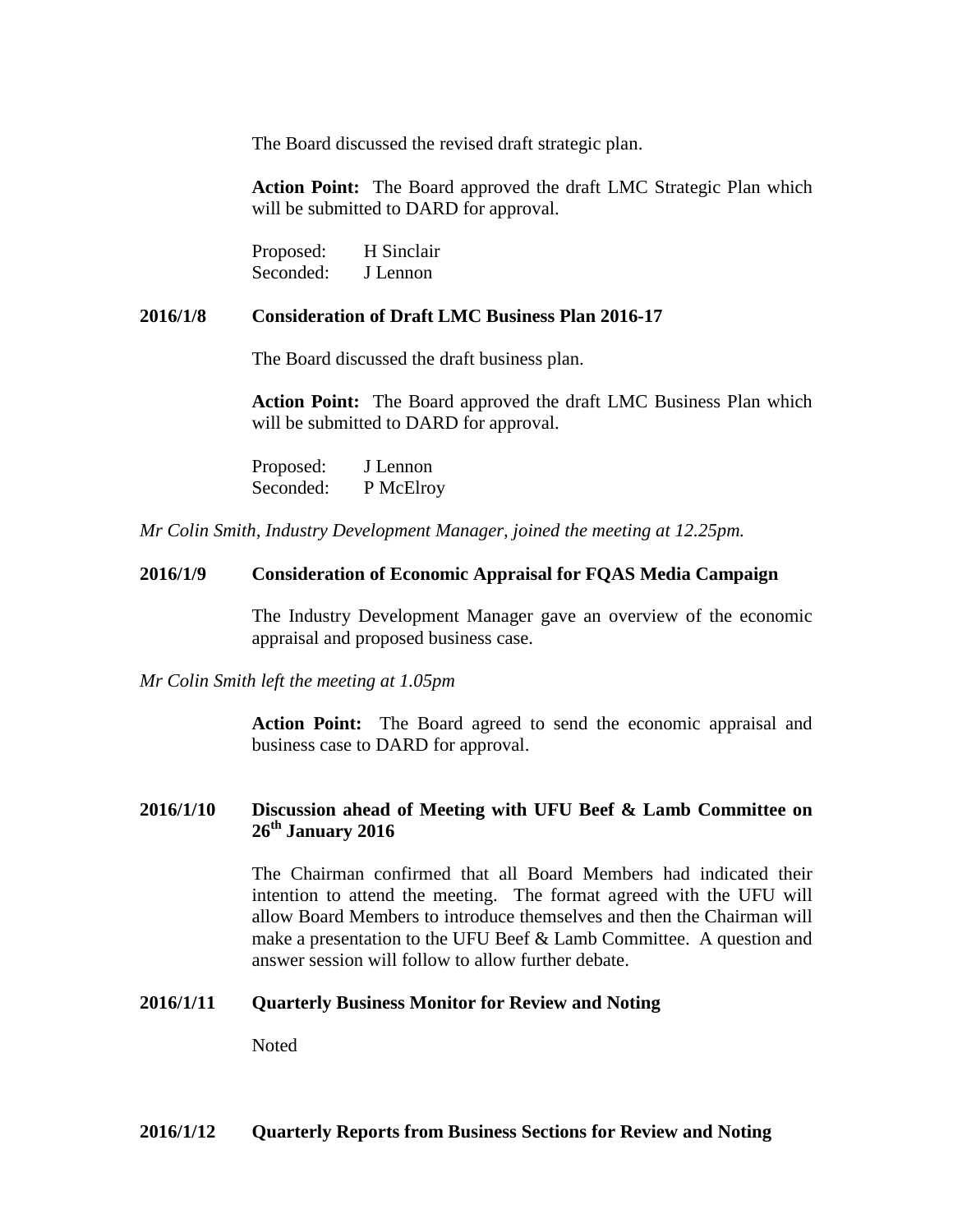The Board discussed the revised draft strategic plan.

**Action Point:** The Board approved the draft LMC Strategic Plan which will be submitted to DARD for approval.

Proposed: H Sinclair
Seconded: J Lennon

**2016/1/8 Consideration of Draft LMC Business Plan 2016-17**

The Board discussed the draft business plan.

**Action Point:** The Board approved the draft LMC Business Plan which will be submitted to DARD for approval.

Proposed: J Lennon
Seconded: P McElroy

*Mr Colin Smith, Industry Development Manager, joined the meeting at 12.25pm.*

**2016/1/9 Consideration of Economic Appraisal for FQAS Media Campaign**

The Industry Development Manager gave an overview of the economic appraisal and proposed business case.

*Mr Colin Smith left the meeting at 1.05pm*

**Action Point:** The Board agreed to send the economic appraisal and business case to DARD for approval.

**2016/1/10 Discussion ahead of Meeting with UFU Beef & Lamb Committee on 26th January 2016**

The Chairman confirmed that all Board Members had indicated their intention to attend the meeting. The format agreed with the UFU will allow Board Members to introduce themselves and then the Chairman will make a presentation to the UFU Beef & Lamb Committee. A question and answer session will follow to allow further debate.

**2016/1/11 Quarterly Business Monitor for Review and Noting**

Noted

**2016/1/12 Quarterly Reports from Business Sections for Review and Noting**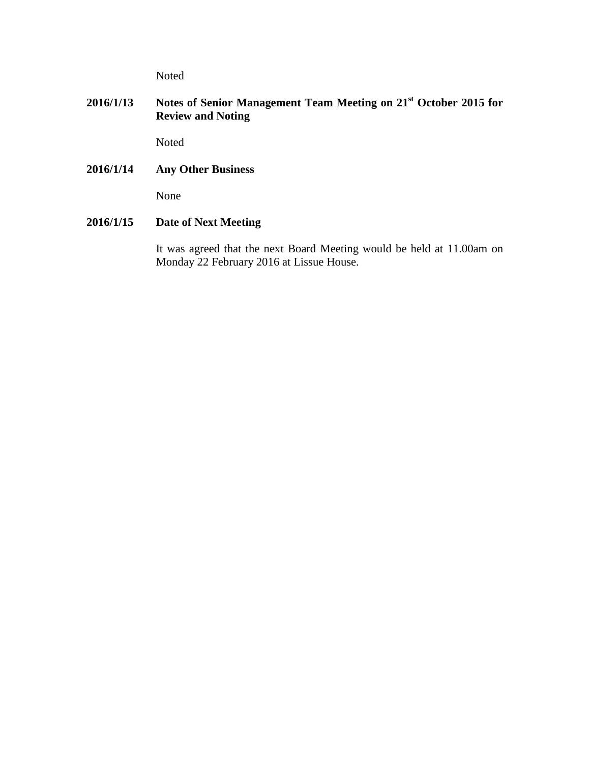Noted

**2016/1/13 Notes of Senior Management Team Meeting on 21st October 2015 for Review and Noting**

Noted

**2016/1/14 Any Other Business**

None

**2016/1/15 Date of Next Meeting**

It was agreed that the next Board Meeting would be held at 11.00am on Monday 22 February 2016 at Lissue House.